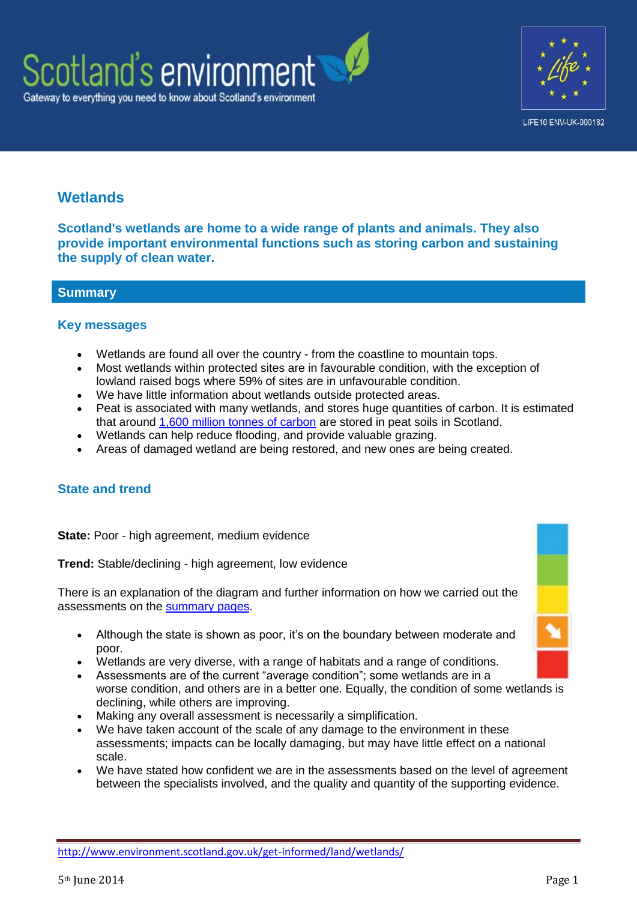# Wetlands

**Scotland's wetlands are home to a wide range of plants and animals. They also provide important environmental functions such as storing carbon and sustaining the supply of clean water.**

## Summary

### Key messages

- Wetlands are found all over the country - from the coastline to mountain tops.
- Most wetlands within protected sites are in favourable condition, with the exception of lowland raised bogs where 59% of sites are in unfavourable condition.
- We have little information about wetlands outside protected areas.
- Peat is associated with many wetlands, and stores huge quantities of carbon. It is estimated that around 1,600 million tonnes of carbon are stored in peat soils in Scotland.
- Wetlands can help reduce flooding, and provide valuable grazing.
- Areas of damaged wetland are being restored, and new ones are being created.

### State and trend

**State:** Poor - high agreement, medium evidence

**Trend:** Stable/declining - high agreement, low evidence

There is an explanation of the diagram and further information on how we carried out the assessments on the summary pages.

- Although the state is shown as poor, it's on the boundary between moderate and poor.
- Wetlands are very diverse, with a range of habitats and a range of conditions.
- Assessments are of the current "average condition"; some wetlands are in a worse condition, and others are in a better one. Equally, the condition of some wetlands is declining, while others are improving.
- Making any overall assessment is necessarily a simplification.
- We have taken account of the scale of any damage to the environment in these assessments; impacts can be locally damaging, but may have little effect on a national scale.
- We have stated how confident we are in the assessments based on the level of agreement between the specialists involved, and the quality and quantity of the supporting evidence.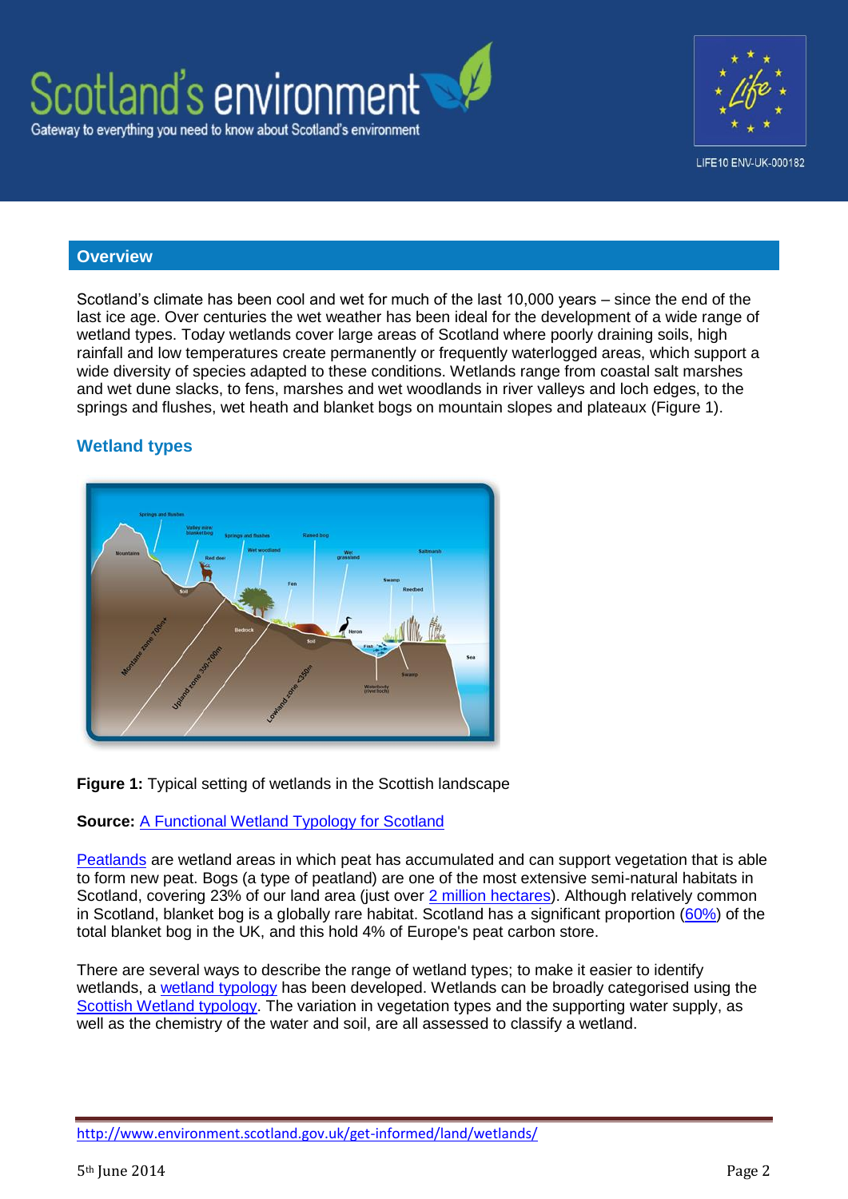## Overview

Scotland's climate has been cool and wet for much of the last 10,000 years – since the end of the last ice age. Over centuries the wet weather has been ideal for the development of a wide range of wetland types. Today wetlands cover large areas of Scotland where poorly draining soils, high rainfall and low temperatures create permanently or frequently waterlogged areas, which support a wide diversity of species adapted to these conditions. Wetlands range from coastal salt marshes and wet dune slacks, to fens, marshes and wet woodlands in river valleys and loch edges, to the springs and flushes, wet heath and blanket bogs on mountain slopes and plateaux (Figure 1).

### Wetland types

**Figure 1:** Typical setting of wetlands in the Scottish landscape

**Source:** A Functional Wetland Typology for Scotland

Peatlands are wetland areas in which peat has accumulated and can support vegetation that is able to form new peat. Bogs (a type of peatland) are one of the most extensive semi-natural habitats in Scotland, covering 23% of our land area (just over 2 million hectares). Although relatively common in Scotland, blanket bog is a globally rare habitat. Scotland has a significant proportion (60%) of the total blanket bog in the UK, and this hold 4% of Europe's peat carbon store.

There are several ways to describe the range of wetland types; to make it easier to identify wetlands, a wetland typology has been developed. Wetlands can be broadly categorised using the Scottish Wetland typology. The variation in vegetation types and the supporting water supply, as well as the chemistry of the water and soil, are all assessed to classify a wetland.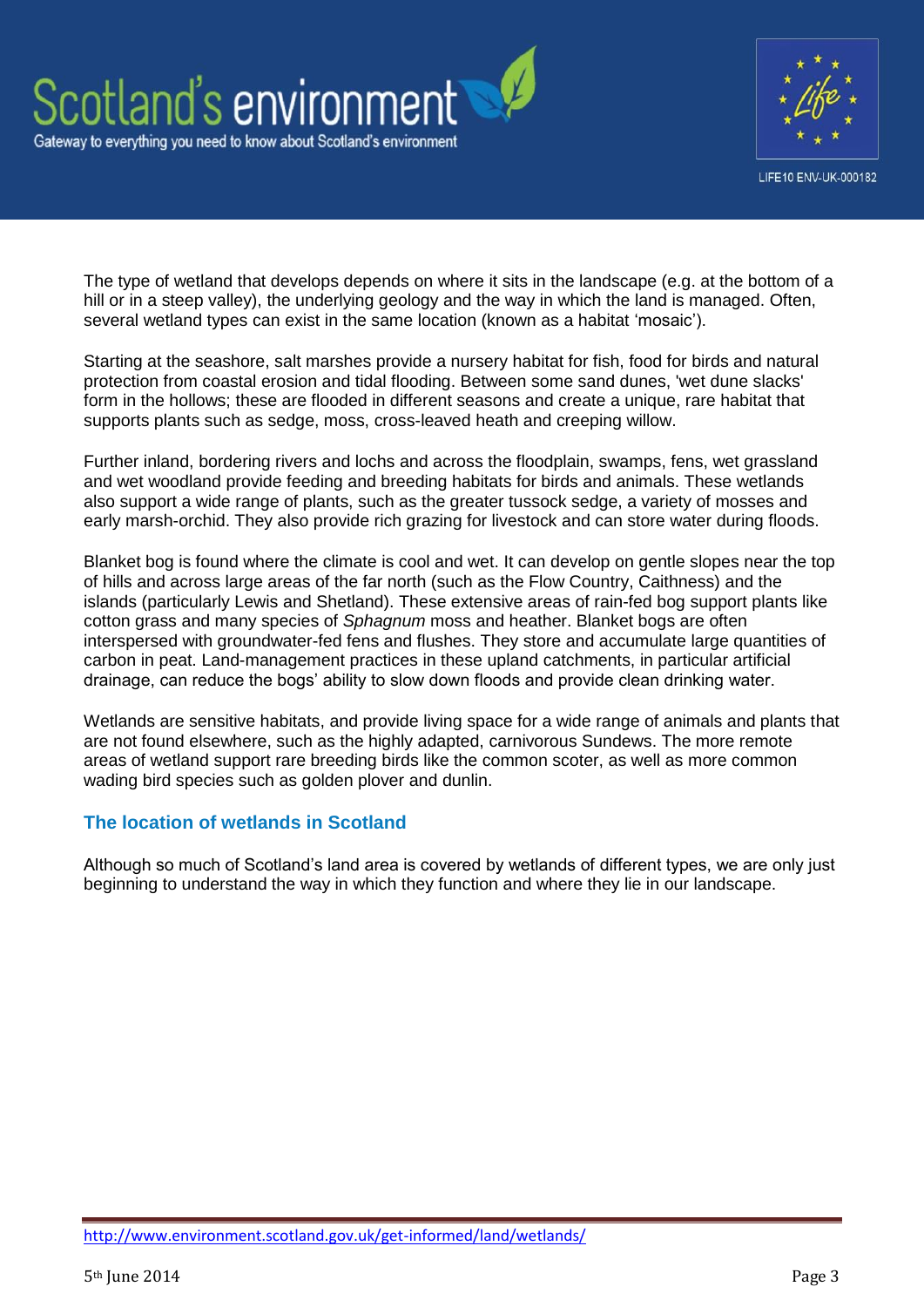The type of wetland that develops depends on where it sits in the landscape (e.g. at the bottom of a hill or in a steep valley), the underlying geology and the way in which the land is managed. Often, several wetland types can exist in the same location (known as a habitat 'mosaic').

Starting at the seashore, salt marshes provide a nursery habitat for fish, food for birds and natural protection from coastal erosion and tidal flooding. Between some sand dunes, 'wet dune slacks' form in the hollows; these are flooded in different seasons and create a unique, rare habitat that supports plants such as sedge, moss, cross-leaved heath and creeping willow.

Further inland, bordering rivers and lochs and across the floodplain, swamps, fens, wet grassland and wet woodland provide feeding and breeding habitats for birds and animals. These wetlands also support a wide range of plants, such as the greater tussock sedge, a variety of mosses and early marsh-orchid. They also provide rich grazing for livestock and can store water during floods.

Blanket bog is found where the climate is cool and wet. It can develop on gentle slopes near the top of hills and across large areas of the far north (such as the Flow Country, Caithness) and the islands (particularly Lewis and Shetland). These extensive areas of rain-fed bog support plants like cotton grass and many species of *Sphagnum* moss and heather. Blanket bogs are often interspersed with groundwater-fed fens and flushes. They store and accumulate large quantities of carbon in peat. Land-management practices in these upland catchments, in particular artificial drainage, can reduce the bogs' ability to slow down floods and provide clean drinking water.

Wetlands are sensitive habitats, and provide living space for a wide range of animals and plants that are not found elsewhere, such as the highly adapted, carnivorous Sundews. The more remote areas of wetland support rare breeding birds like the common scoter, as well as more common wading bird species such as golden plover and dunlin.

## The location of wetlands in Scotland

Although so much of Scotland's land area is covered by wetlands of different types, we are only just beginning to understand the way in which they function and where they lie in our landscape.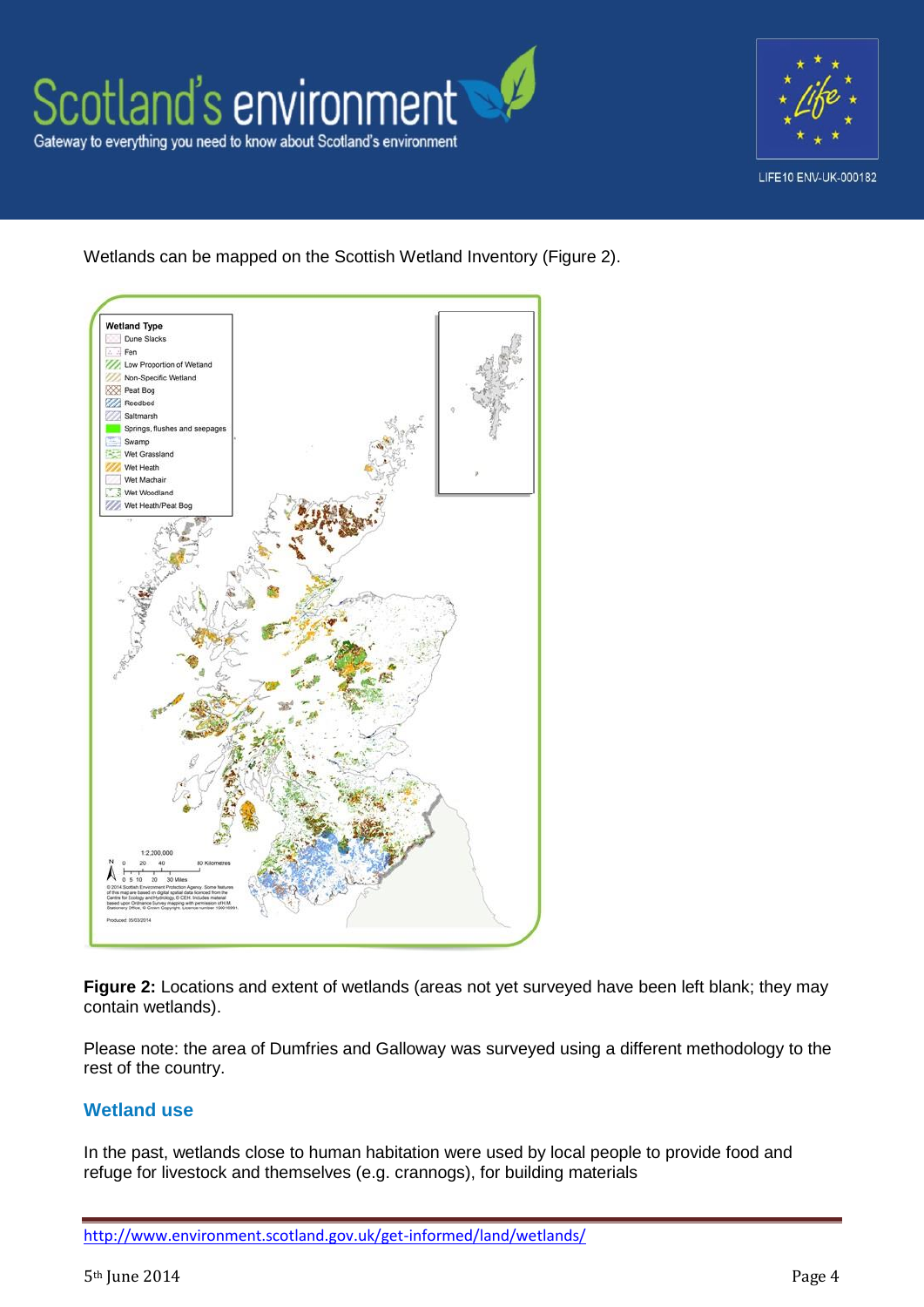Wetlands can be mapped on the Scottish Wetland Inventory (Figure 2).

Wetland Type
Dune Slacks
Fen
Low Proportion of Wetland
Non-Specific Wetland
Peat Bog
Reedbed
Saltmarsh
Springs, flushes and seepages
Swamp
Wet Grassland
Wet Heath
Wet Machair
Wet Woodland
Wet Heath/Peat Bog

1:2,200,000
0 20 40 80 Kilometres
0 5 10 20 30 Miles

**Figure 2:** Locations and extent of wetlands (areas not yet surveyed have been left blank; they may contain wetlands).

Please note: the area of Dumfries and Galloway was surveyed using a different methodology to the rest of the country.

## Wetland use

In the past, wetlands close to human habitation were used by local people to provide food and refuge for livestock and themselves (e.g. crannogs), for building materials

http://www.environment.scotland.gov.uk/get-informed/land/wetlands/

5th June 2014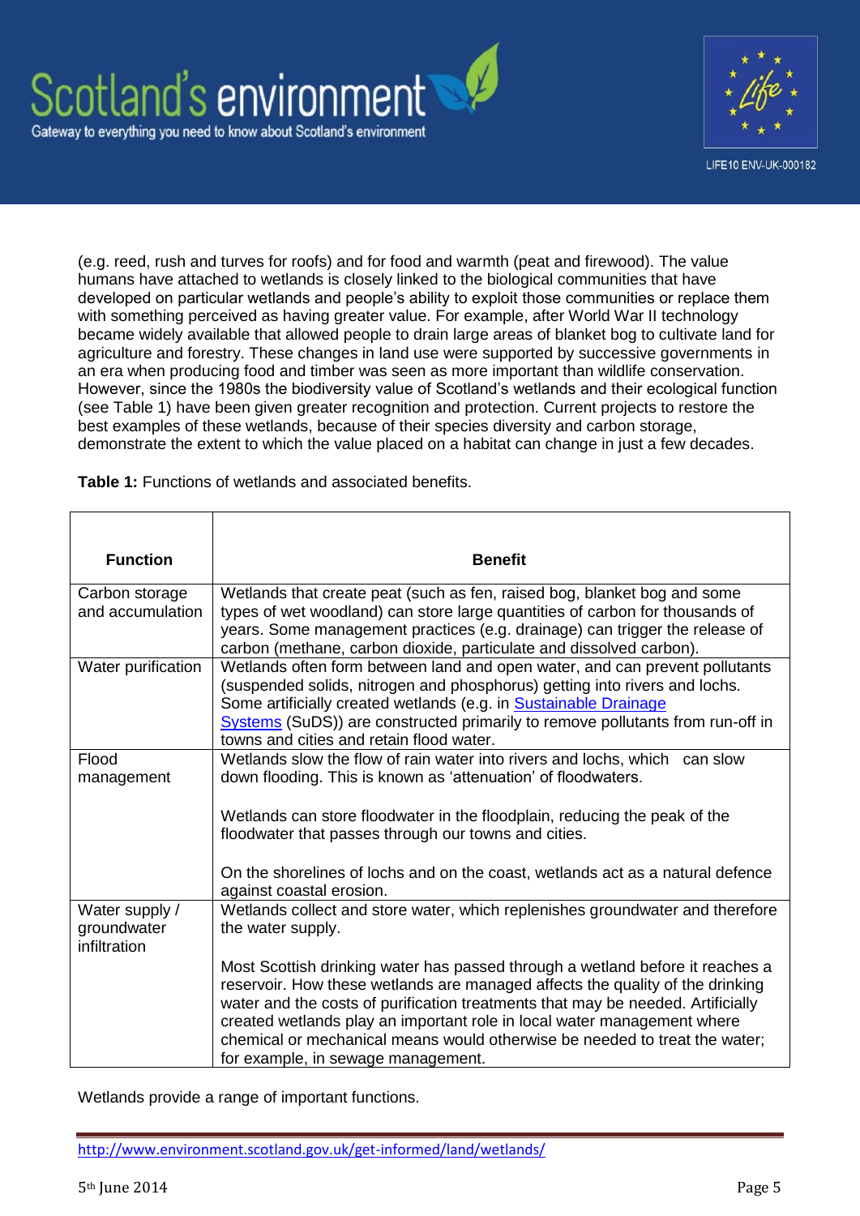(e.g. reed, rush and turves for roofs) and for food and warmth (peat and firewood). The value humans have attached to wetlands is closely linked to the biological communities that have developed on particular wetlands and people's ability to exploit those communities or replace them with something perceived as having greater value. For example, after World War II technology became widely available that allowed people to drain large areas of blanket bog to cultivate land for agriculture and forestry. These changes in land use were supported by successive governments in an era when producing food and timber was seen as more important than wildlife conservation. However, since the 1980s the biodiversity value of Scotland's wetlands and their ecological function (see Table 1) have been given greater recognition and protection. Current projects to restore the best examples of these wetlands, because of their species diversity and carbon storage, demonstrate the extent to which the value placed on a habitat can change in just a few decades.

**Table 1:** Functions of wetlands and associated benefits.

| Function | Benefit |
|---|---|
| Carbon storage and accumulation | Wetlands that create peat (such as fen, raised bog, blanket bog and some types of wet woodland) can store large quantities of carbon for thousands of years. Some management practices (e.g. drainage) can trigger the release of carbon (methane, carbon dioxide, particulate and dissolved carbon). |
| Water purification | Wetlands often form between land and open water, and can prevent pollutants (suspended solids, nitrogen and phosphorus) getting into rivers and lochs. Some artificially created wetlands (e.g. in Sustainable Drainage Systems (SuDS)) are constructed primarily to remove pollutants from run-off in towns and cities and retain flood water. |
| Flood management | Wetlands slow the flow of rain water into rivers and lochs, which can slow down flooding. This is known as 'attenuation' of floodwaters.<br><br>Wetlands can store floodwater in the floodplain, reducing the peak of the floodwater that passes through our towns and cities.<br><br>On the shorelines of lochs and on the coast, wetlands act as a natural defence against coastal erosion. |
| Water supply / groundwater infiltration | Wetlands collect and store water, which replenishes groundwater and therefore the water supply.<br><br>Most Scottish drinking water has passed through a wetland before it reaches a reservoir. How these wetlands are managed affects the quality of the drinking water and the costs of purification treatments that may be needed. Artificially created wetlands play an important role in local water management where chemical or mechanical means would otherwise be needed to treat the water; for example, in sewage management. |

Wetlands provide a range of important functions.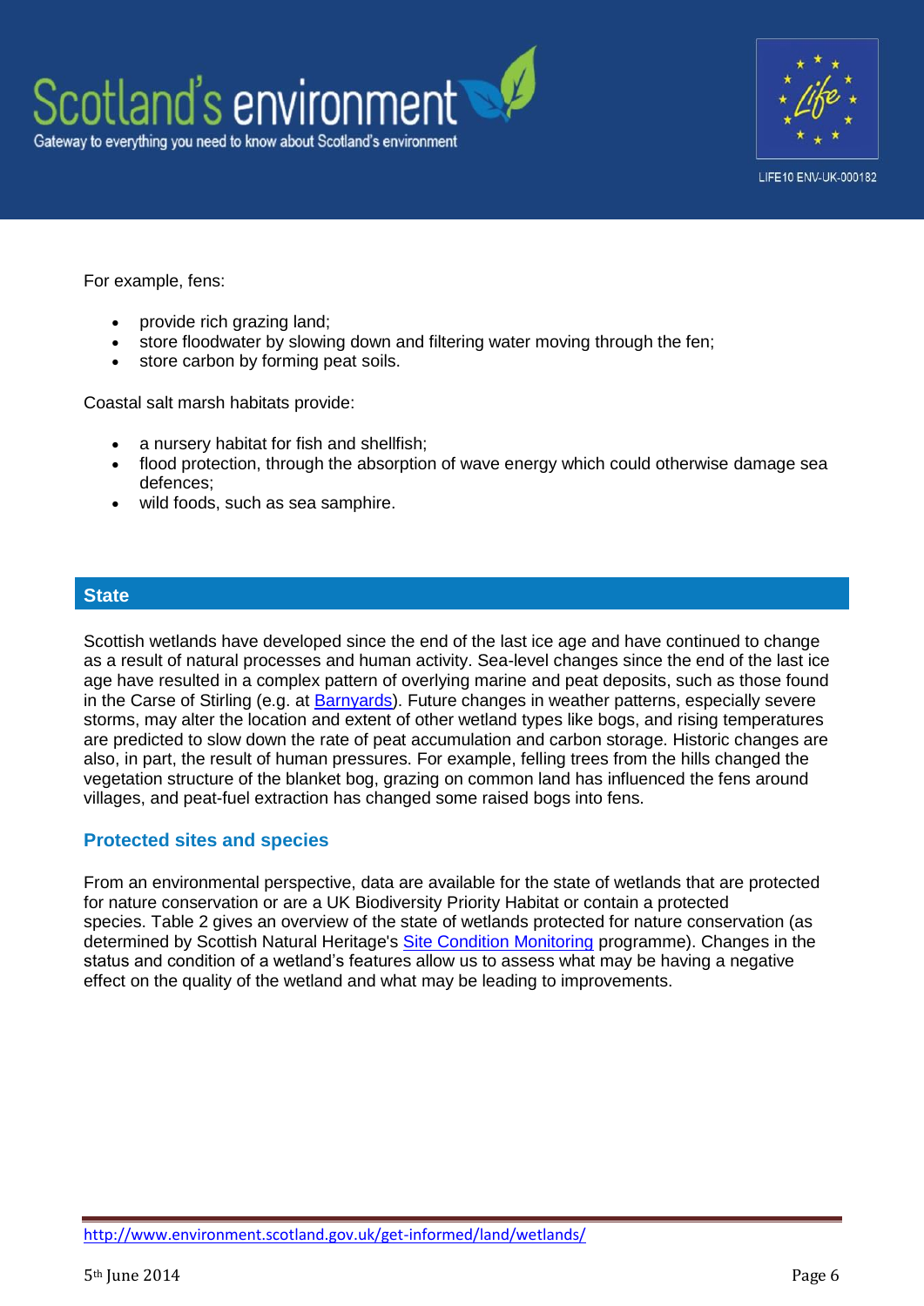For example, fens:

- provide rich grazing land;
- store floodwater by slowing down and filtering water moving through the fen;
- store carbon by forming peat soils.

Coastal salt marsh habitats provide:

- a nursery habitat for fish and shellfish;
- flood protection, through the absorption of wave energy which could otherwise damage sea defences;
- wild foods, such as sea samphire.

## State

Scottish wetlands have developed since the end of the last ice age and have continued to change as a result of natural processes and human activity. Sea-level changes since the end of the last ice age have resulted in a complex pattern of overlying marine and peat deposits, such as those found in the Carse of Stirling (e.g. at Barnyards). Future changes in weather patterns, especially severe storms, may alter the location and extent of other wetland types like bogs, and rising temperatures are predicted to slow down the rate of peat accumulation and carbon storage. Historic changes are also, in part, the result of human pressures. For example, felling trees from the hills changed the vegetation structure of the blanket bog, grazing on common land has influenced the fens around villages, and peat-fuel extraction has changed some raised bogs into fens.

### Protected sites and species

From an environmental perspective, data are available for the state of wetlands that are protected for nature conservation or are a UK Biodiversity Priority Habitat or contain a protected species. Table 2 gives an overview of the state of wetlands protected for nature conservation (as determined by Scottish Natural Heritage's Site Condition Monitoring programme). Changes in the status and condition of a wetland's features allow us to assess what may be having a negative effect on the quality of the wetland and what may be leading to improvements.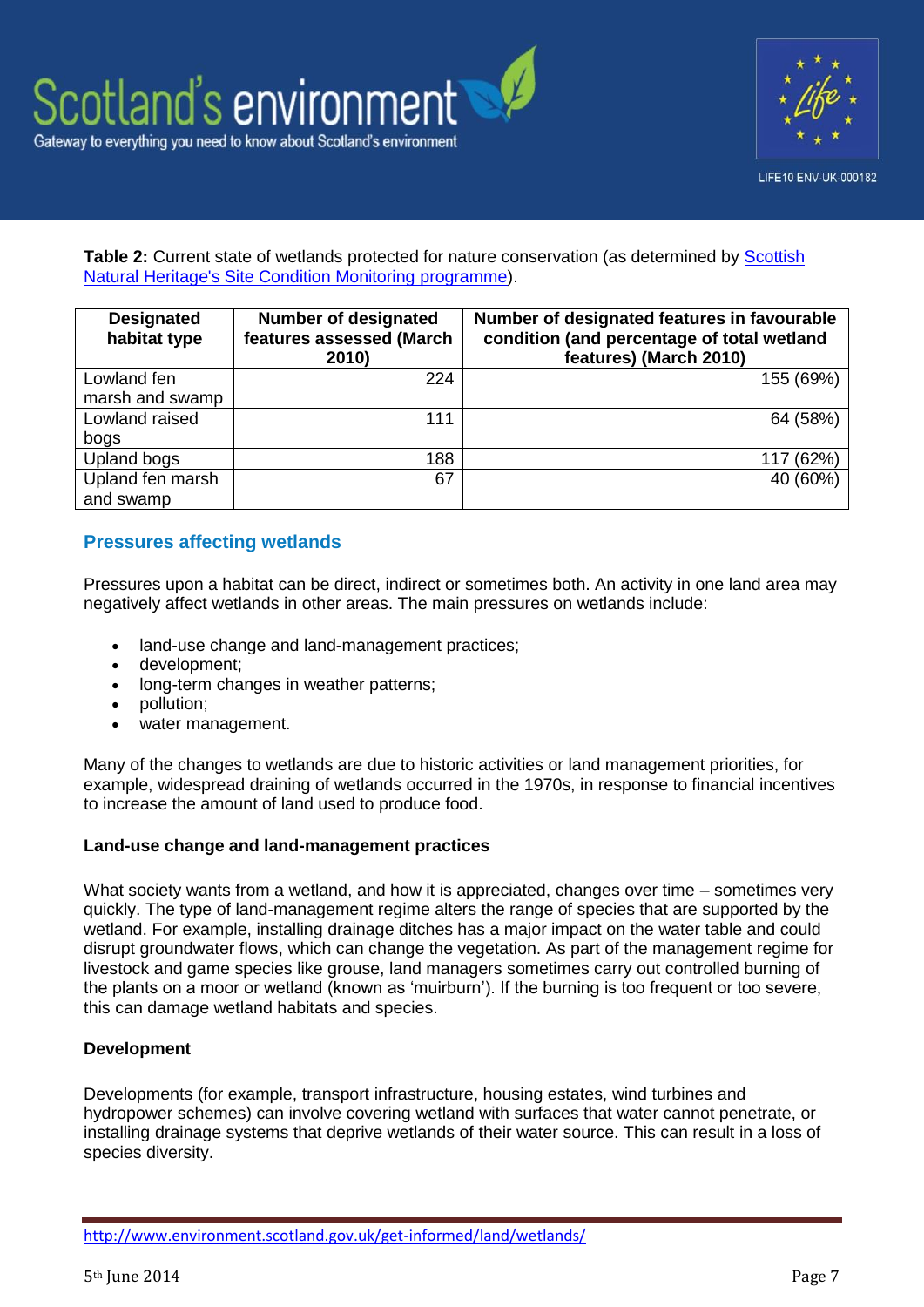**Table 2:** Current state of wetlands protected for nature conservation (as determined by Scottish Natural Heritage's Site Condition Monitoring programme).

| Designated habitat type | Number of designated features assessed (March 2010) | Number of designated features in favourable condition (and percentage of total wetland features) (March 2010) |
|---|---|---|
| Lowland fen marsh and swamp | 224 | 155 (69%) |
| Lowland raised bogs | 111 | 64 (58%) |
| Upland bogs | 188 | 117 (62%) |
| Upland fen marsh and swamp | 67 | 40 (60%) |

## Pressures affecting wetlands

Pressures upon a habitat can be direct, indirect or sometimes both. An activity in one land area may negatively affect wetlands in other areas. The main pressures on wetlands include:

- land-use change and land-management practices;
- development;
- long-term changes in weather patterns;
- pollution;
- water management.

Many of the changes to wetlands are due to historic activities or land management priorities, for example, widespread draining of wetlands occurred in the 1970s, in response to financial incentives to increase the amount of land used to produce food.

### Land-use change and land-management practices

What society wants from a wetland, and how it is appreciated, changes over time – sometimes very quickly. The type of land-management regime alters the range of species that are supported by the wetland. For example, installing drainage ditches has a major impact on the water table and could disrupt groundwater flows, which can change the vegetation. As part of the management regime for livestock and game species like grouse, land managers sometimes carry out controlled burning of the plants on a moor or wetland (known as 'muirburn'). If the burning is too frequent or too severe, this can damage wetland habitats and species.

### Development

Developments (for example, transport infrastructure, housing estates, wind turbines and hydropower schemes) can involve covering wetland with surfaces that water cannot penetrate, or installing drainage systems that deprive wetlands of their water source. This can result in a loss of species diversity.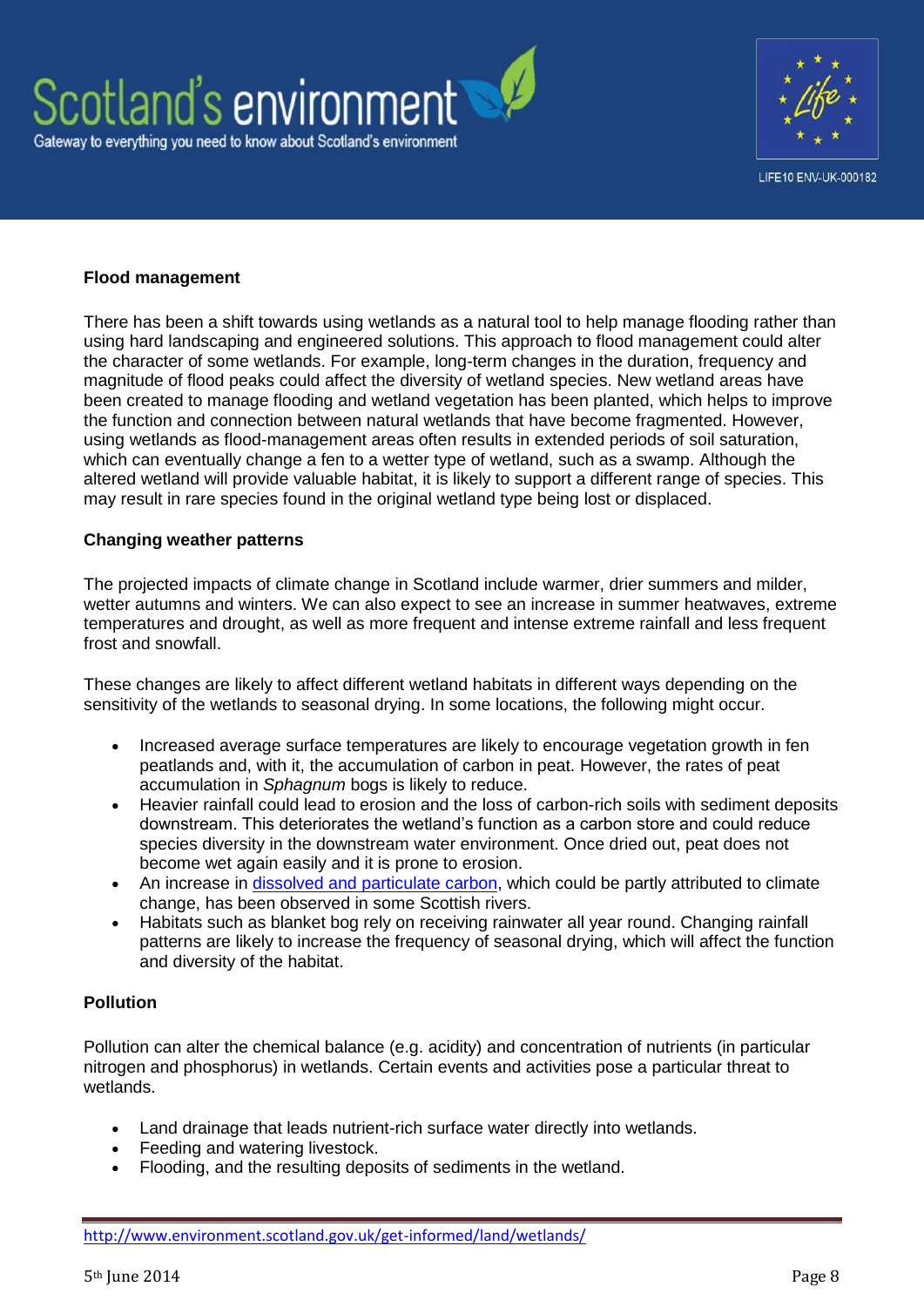**Flood management**

There has been a shift towards using wetlands as a natural tool to help manage flooding rather than using hard landscaping and engineered solutions. This approach to flood management could alter the character of some wetlands. For example, long-term changes in the duration, frequency and magnitude of flood peaks could affect the diversity of wetland species. New wetland areas have been created to manage flooding and wetland vegetation has been planted, which helps to improve the function and connection between natural wetlands that have become fragmented. However, using wetlands as flood-management areas often results in extended periods of soil saturation, which can eventually change a fen to a wetter type of wetland, such as a swamp. Although the altered wetland will provide valuable habitat, it is likely to support a different range of species. This may result in rare species found in the original wetland type being lost or displaced.

**Changing weather patterns**

The projected impacts of climate change in Scotland include warmer, drier summers and milder, wetter autumns and winters. We can also expect to see an increase in summer heatwaves, extreme temperatures and drought, as well as more frequent and intense extreme rainfall and less frequent frost and snowfall.

These changes are likely to affect different wetland habitats in different ways depending on the sensitivity of the wetlands to seasonal drying. In some locations, the following might occur.

- Increased average surface temperatures are likely to encourage vegetation growth in fen peatlands and, with it, the accumulation of carbon in peat. However, the rates of peat accumulation in *Sphagnum* bogs is likely to reduce.
- Heavier rainfall could lead to erosion and the loss of carbon-rich soils with sediment deposits downstream. This deteriorates the wetland's function as a carbon store and could reduce species diversity in the downstream water environment. Once dried out, peat does not become wet again easily and it is prone to erosion.
- An increase in dissolved and particulate carbon, which could be partly attributed to climate change, has been observed in some Scottish rivers.
- Habitats such as blanket bog rely on receiving rainwater all year round. Changing rainfall patterns are likely to increase the frequency of seasonal drying, which will affect the function and diversity of the habitat.

**Pollution**

Pollution can alter the chemical balance (e.g. acidity) and concentration of nutrients (in particular nitrogen and phosphorus) in wetlands. Certain events and activities pose a particular threat to wetlands.

- Land drainage that leads nutrient-rich surface water directly into wetlands.
- Feeding and watering livestock.
- Flooding, and the resulting deposits of sediments in the wetland.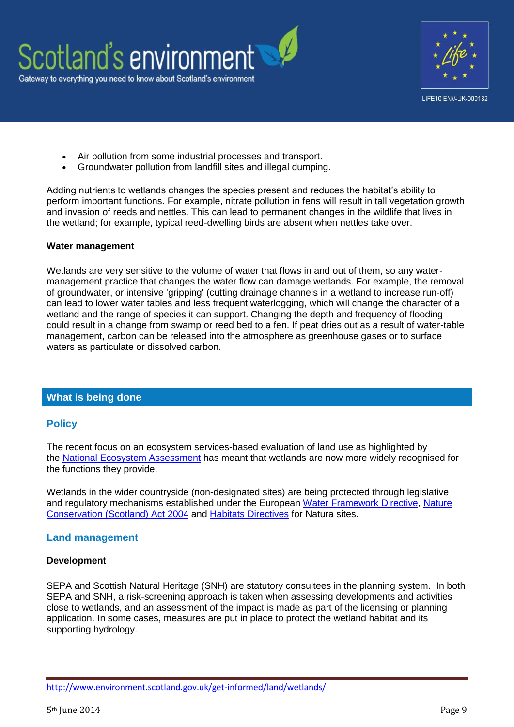- Air pollution from some industrial processes and transport.
- Groundwater pollution from landfill sites and illegal dumping.

Adding nutrients to wetlands changes the species present and reduces the habitat's ability to perform important functions. For example, nitrate pollution in fens will result in tall vegetation growth and invasion of reeds and nettles. This can lead to permanent changes in the wildlife that lives in the wetland; for example, typical reed-dwelling birds are absent when nettles take over.

**Water management**

Wetlands are very sensitive to the volume of water that flows in and out of them, so any water-management practice that changes the water flow can damage wetlands. For example, the removal of groundwater, or intensive 'gripping' (cutting drainage channels in a wetland to increase run-off) can lead to lower water tables and less frequent waterlogging, which will change the character of a wetland and the range of species it can support. Changing the depth and frequency of flooding could result in a change from swamp or reed bed to a fen. If peat dries out as a result of water-table management, carbon can be released into the atmosphere as greenhouse gases or to surface waters as particulate or dissolved carbon.

## What is being done

### Policy

The recent focus on an ecosystem services-based evaluation of land use as highlighted by the National Ecosystem Assessment has meant that wetlands are now more widely recognised for the functions they provide.

Wetlands in the wider countryside (non-designated sites) are being protected through legislative and regulatory mechanisms established under the European Water Framework Directive, Nature Conservation (Scotland) Act 2004 and Habitats Directives for Natura sites.

### Land management

**Development**

SEPA and Scottish Natural Heritage (SNH) are statutory consultees in the planning system. In both SEPA and SNH, a risk-screening approach is taken when assessing developments and activities close to wetlands, and an assessment of the impact is made as part of the licensing or planning application. In some cases, measures are put in place to protect the wetland habitat and its supporting hydrology.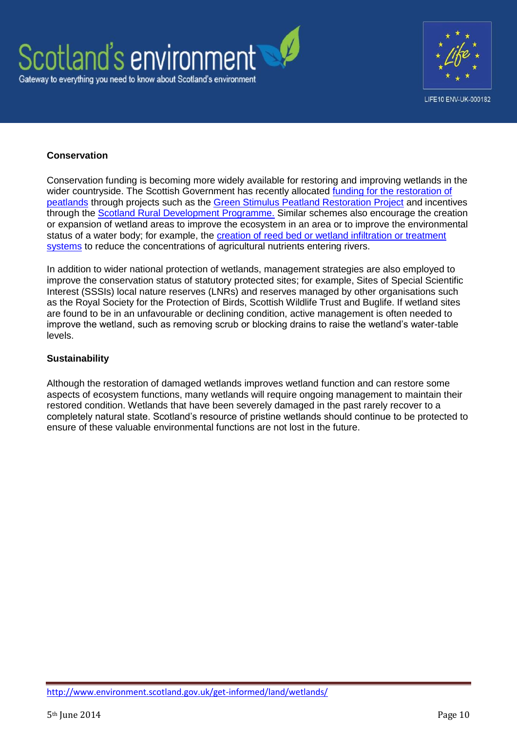**Conservation**

Conservation funding is becoming more widely available for restoring and improving wetlands in the wider countryside. The Scottish Government has recently allocated funding for the restoration of peatlands through projects such as the Green Stimulus Peatland Restoration Project and incentives through the Scotland Rural Development Programme. Similar schemes also encourage the creation or expansion of wetland areas to improve the ecosystem in an area or to improve the environmental status of a water body; for example, the creation of reed bed or wetland infiltration or treatment systems to reduce the concentrations of agricultural nutrients entering rivers.

In addition to wider national protection of wetlands, management strategies are also employed to improve the conservation status of statutory protected sites; for example, Sites of Special Scientific Interest (SSSIs) local nature reserves (LNRs) and reserves managed by other organisations such as the Royal Society for the Protection of Birds, Scottish Wildlife Trust and Buglife. If wetland sites are found to be in an unfavourable or declining condition, active management is often needed to improve the wetland, such as removing scrub or blocking drains to raise the wetland's water-table levels.

**Sustainability**

Although the restoration of damaged wetlands improves wetland function and can restore some aspects of ecosystem functions, many wetlands will require ongoing management to maintain their restored condition. Wetlands that have been severely damaged in the past rarely recover to a completely natural state. Scotland's resource of pristine wetlands should continue to be protected to ensure of these valuable environmental functions are not lost in the future.